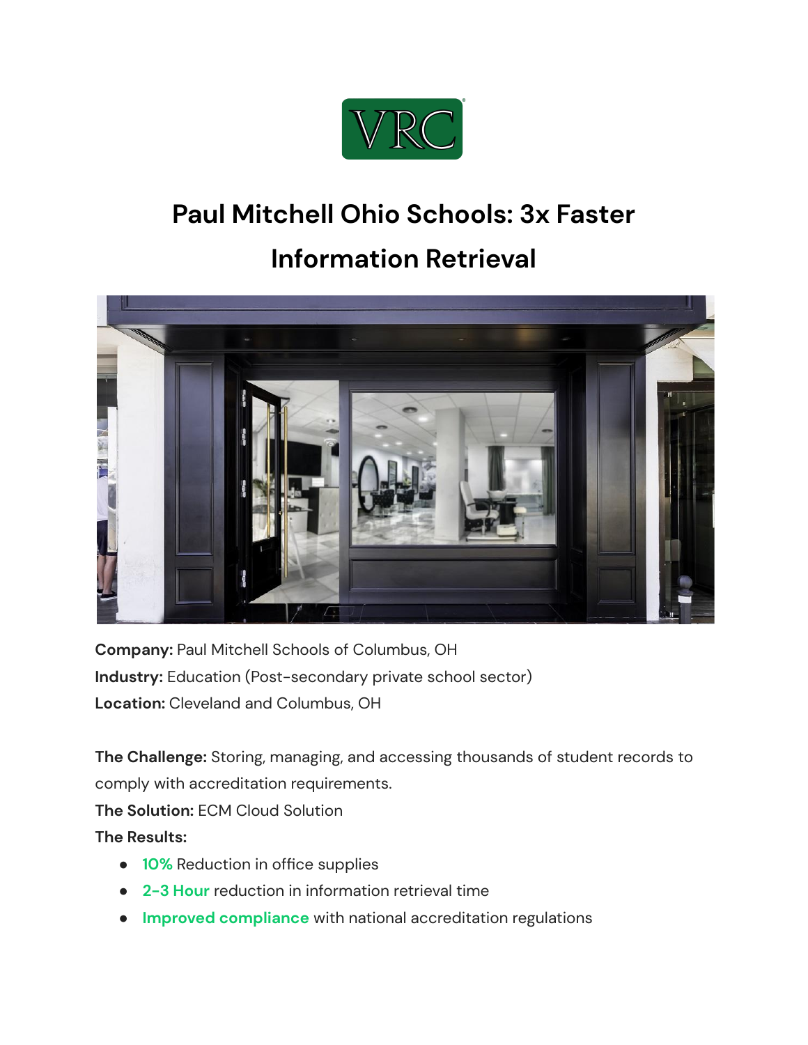# Paul Mitchell Ohio Schools: 3x Faster Information Retrieval

**Company:** Paul Mitchell Schools of Columbus, OH
**Industry:** Education (Post-secondary private school sector)
**Location:** Cleveland and Columbus, OH

**The Challenge:** Storing, managing, and accessing thousands of student records to comply with accreditation requirements.
**The Solution:** ECM Cloud Solution
**The Results:**

- **10%** Reduction in office supplies
- **2-3 Hour** reduction in information retrieval time
- **Improved compliance** with national accreditation regulations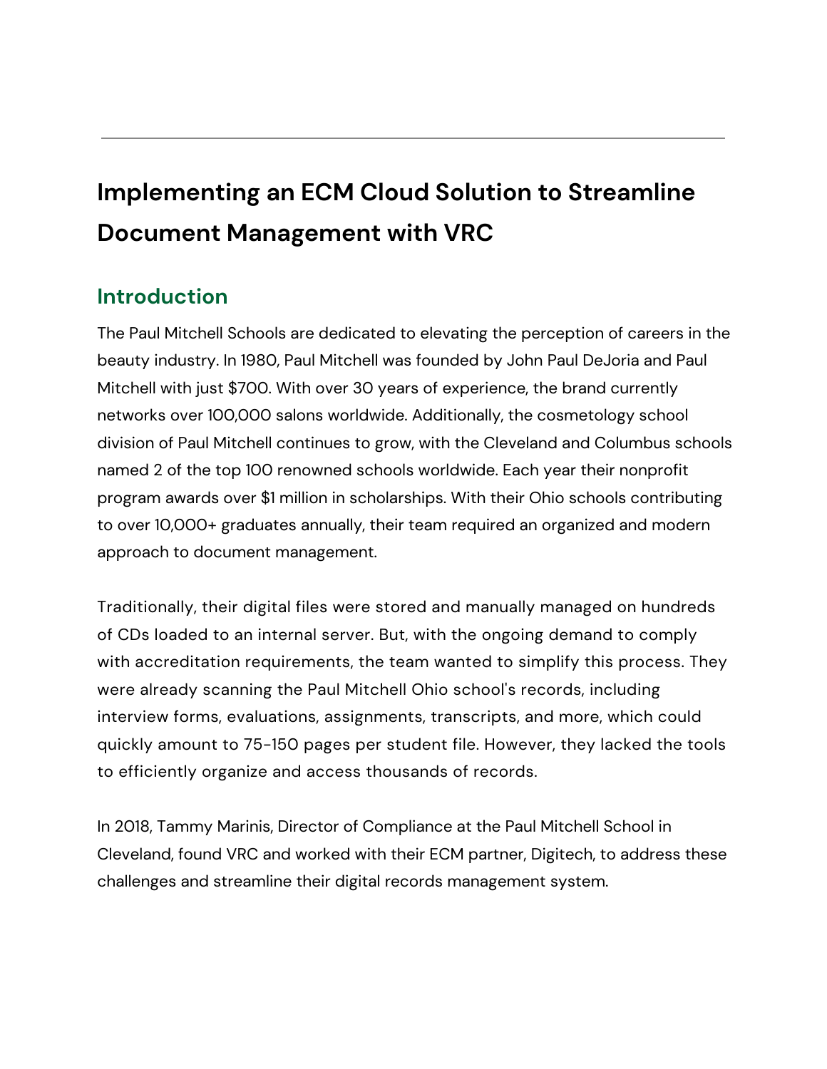## Implementing an ECM Cloud Solution to Streamline Document Management with VRC

### Introduction

The Paul Mitchell Schools are dedicated to elevating the perception of careers in the beauty industry. In 1980, Paul Mitchell was founded by John Paul DeJoria and Paul Mitchell with just $700. With over 30 years of experience, the brand currently networks over 100,000 salons worldwide. Additionally, the cosmetology school division of Paul Mitchell continues to grow, with the Cleveland and Columbus schools named 2 of the top 100 renowned schools worldwide. Each year their nonprofit program awards over $1 million in scholarships. With their Ohio schools contributing to over 10,000+ graduates annually, their team required an organized and modern approach to document management.

Traditionally, their digital files were stored and manually managed on hundreds of CDs loaded to an internal server. But, with the ongoing demand to comply with accreditation requirements, the team wanted to simplify this process. They were already scanning the Paul Mitchell Ohio school's records, including interview forms, evaluations, assignments, transcripts, and more, which could quickly amount to 75-150 pages per student file. However, they lacked the tools to efficiently organize and access thousands of records.

In 2018, Tammy Marinis, Director of Compliance at the Paul Mitchell School in Cleveland, found VRC and worked with their ECM partner, Digitech, to address these challenges and streamline their digital records management system.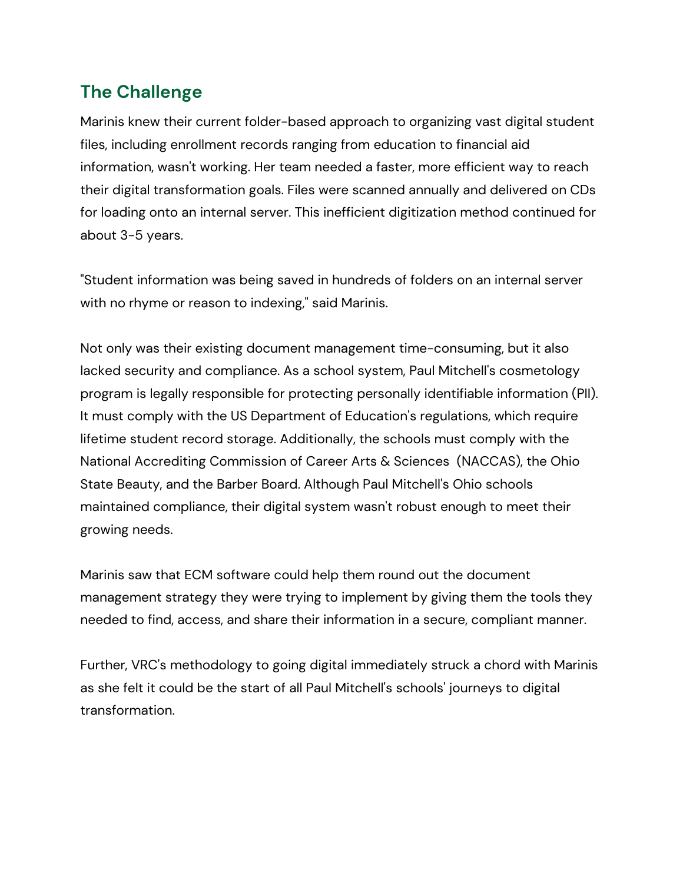## The Challenge

Marinis knew their current folder-based approach to organizing vast digital student files, including enrollment records ranging from education to financial aid information, wasn't working. Her team needed a faster, more efficient way to reach their digital transformation goals. Files were scanned annually and delivered on CDs for loading onto an internal server. This inefficient digitization method continued for about 3-5 years.

"Student information was being saved in hundreds of folders on an internal server with no rhyme or reason to indexing," said Marinis.

Not only was their existing document management time-consuming, but it also lacked security and compliance. As a school system, Paul Mitchell's cosmetology program is legally responsible for protecting personally identifiable information (PII). It must comply with the US Department of Education's regulations, which require lifetime student record storage. Additionally, the schools must comply with the National Accrediting Commission of Career Arts & Sciences  (NACCAS), the Ohio State Beauty, and the Barber Board. Although Paul Mitchell's Ohio schools maintained compliance, their digital system wasn't robust enough to meet their growing needs.

Marinis saw that ECM software could help them round out the document management strategy they were trying to implement by giving them the tools they needed to find, access, and share their information in a secure, compliant manner.

Further, VRC's methodology to going digital immediately struck a chord with Marinis as she felt it could be the start of all Paul Mitchell's schools' journeys to digital transformation.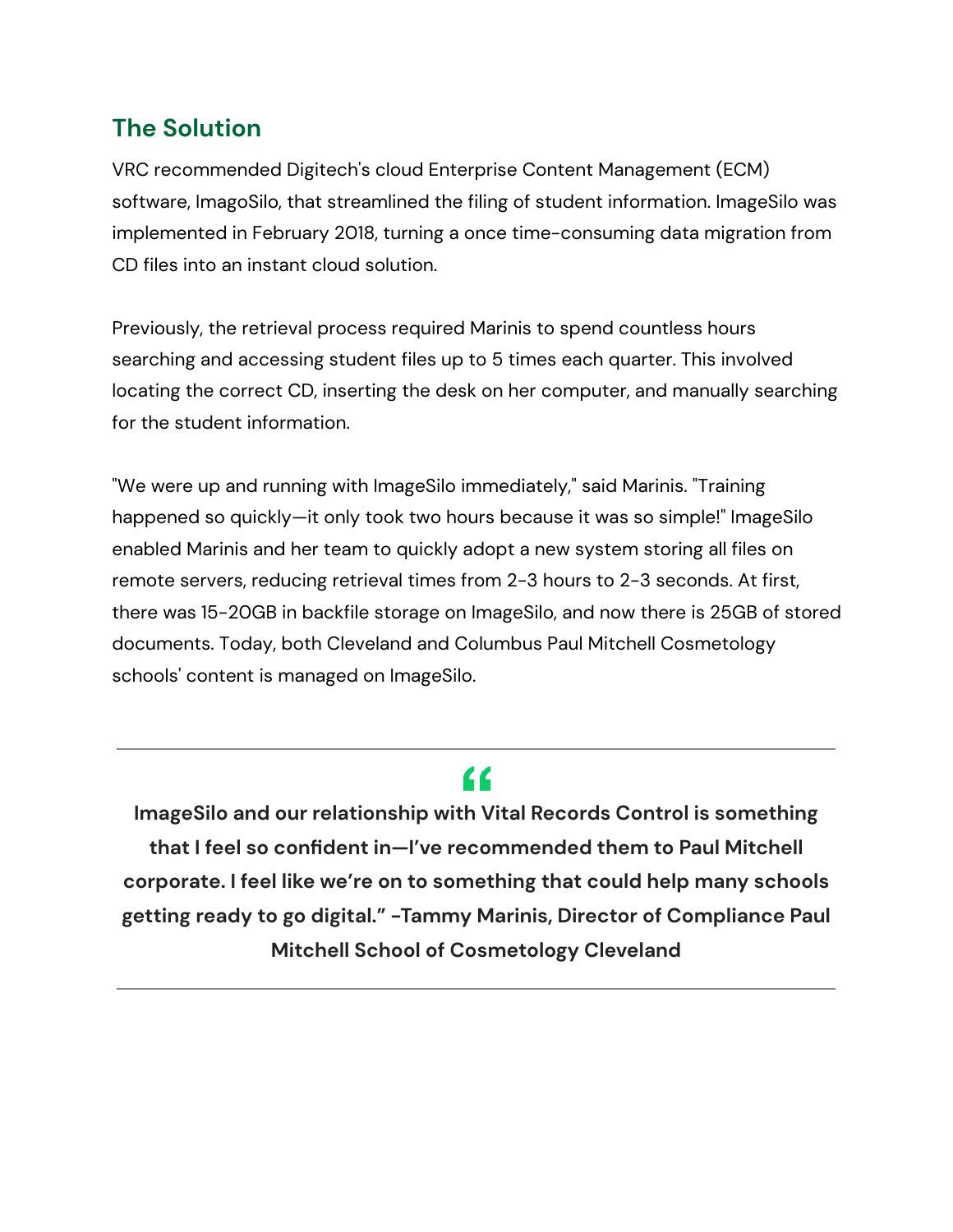## The Solution

VRC recommended Digitech's cloud Enterprise Content Management (ECM) software, ImagoSilo, that streamlined the filing of student information. ImageSilo was implemented in February 2018, turning a once time-consuming data migration from CD files into an instant cloud solution.

Previously, the retrieval process required Marinis to spend countless hours searching and accessing student files up to 5 times each quarter. This involved locating the correct CD, inserting the desk on her computer, and manually searching for the student information.

"We were up and running with ImageSilo immediately," said Marinis. "Training happened so quickly—it only took two hours because it was so simple!" ImageSilo enabled Marinis and her team to quickly adopt a new system storing all files on remote servers, reducing retrieval times from 2-3 hours to 2-3 seconds. At first, there was 15-20GB in backfile storage on ImageSilo, and now there is 25GB of stored documents. Today, both Cleveland and Columbus Paul Mitchell Cosmetology schools' content is managed on ImageSilo.

---

> **ImageSilo and our relationship with Vital Records Control is something that I feel so confident in—I've recommended them to Paul Mitchell corporate. I feel like we're on to something that could help many schools getting ready to go digital." -Tammy Marinis, Director of Compliance Paul Mitchell School of Cosmetology Cleveland**

---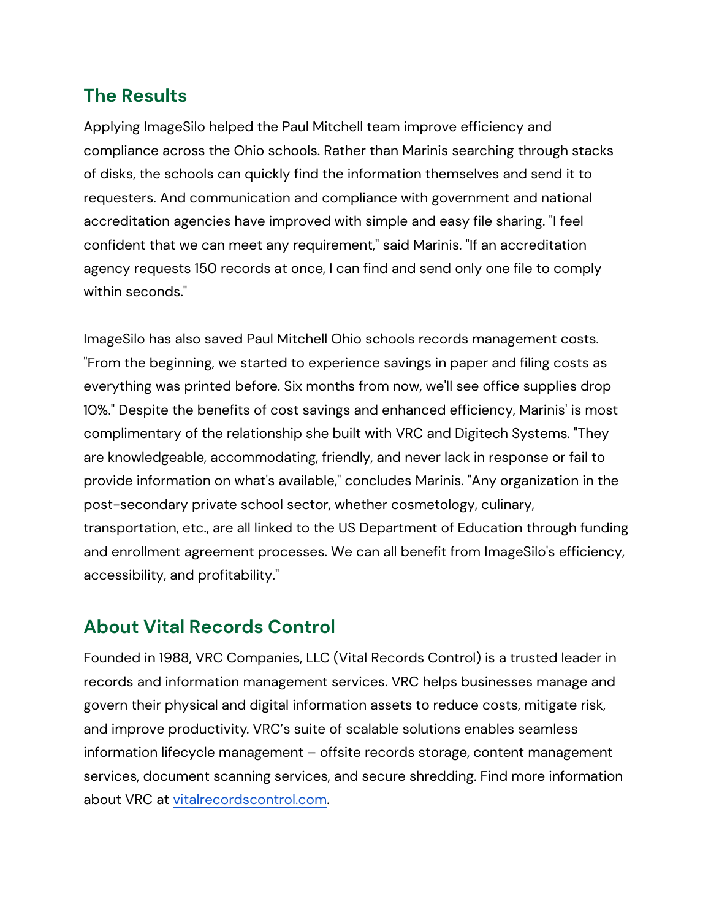## The Results

Applying ImageSilo helped the Paul Mitchell team improve efficiency and compliance across the Ohio schools. Rather than Marinis searching through stacks of disks, the schools can quickly find the information themselves and send it to requesters. And communication and compliance with government and national accreditation agencies have improved with simple and easy file sharing. "I feel confident that we can meet any requirement," said Marinis. "If an accreditation agency requests 150 records at once, I can find and send only one file to comply within seconds."

ImageSilo has also saved Paul Mitchell Ohio schools records management costs. "From the beginning, we started to experience savings in paper and filing costs as everything was printed before. Six months from now, we'll see office supplies drop 10%." Despite the benefits of cost savings and enhanced efficiency, Marinis' is most complimentary of the relationship she built with VRC and Digitech Systems. "They are knowledgeable, accommodating, friendly, and never lack in response or fail to provide information on what's available," concludes Marinis. "Any organization in the post-secondary private school sector, whether cosmetology, culinary, transportation, etc., are all linked to the US Department of Education through funding and enrollment agreement processes. We can all benefit from ImageSilo's efficiency, accessibility, and profitability."

## About Vital Records Control

Founded in 1988, VRC Companies, LLC (Vital Records Control) is a trusted leader in records and information management services. VRC helps businesses manage and govern their physical and digital information assets to reduce costs, mitigate risk, and improve productivity. VRC's suite of scalable solutions enables seamless information lifecycle management – offsite records storage, content management services, document scanning services, and secure shredding. Find more information about VRC at [vitalrecordscontrol.com](vitalrecordscontrol.com).